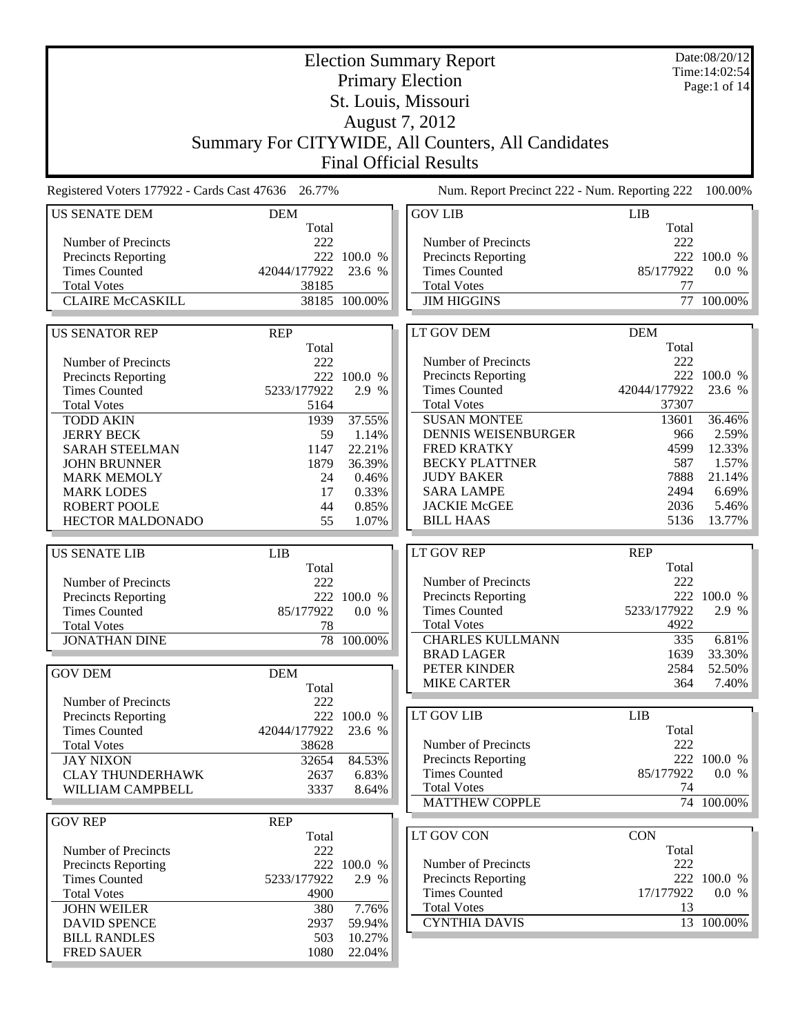# Election Summary Report

## Primary Election
## St. Louis, Missouri
## August 7, 2012
## Summary For CITYWIDE, All Counters, All Candidates
## Final Official Results

Date:08/20/12
Time:14:02:54

Registered Voters 177922 - Cards Cast 47636 26.77%

Num. Report Precinct 222 - Num. Reporting 222 100.00%

| US SENATE DEM | DEM | |
|---|---|---|
| | Total | |
| Number of Precincts | 222 | |
| Precincts Reporting | 222 | 100.0 % |
| Times Counted | 42044/177922 | 23.6 % |
| Total Votes | 38185 | |
| CLAIRE McCASKILL | 38185 | 100.00% |

| US SENATOR REP | REP | |
|---|---|---|
| | Total | |
| Number of Precincts | 222 | |
| Precincts Reporting | 222 | 100.0 % |
| Times Counted | 5233/177922 | 2.9 % |
| Total Votes | 5164 | |
| TODD AKIN | 1939 | 37.55% |
| JERRY BECK | 59 | 1.14% |
| SARAH STEELMAN | 1147 | 22.21% |
| JOHN BRUNNER | 1879 | 36.39% |
| MARK MEMOLY | 24 | 0.46% |
| MARK LODES | 17 | 0.33% |
| ROBERT POOLE | 44 | 0.85% |
| HECTOR MALDONADO | 55 | 1.07% |

| US SENATE LIB | LIB | |
|---|---|---|
| | Total | |
| Number of Precincts | 222 | |
| Precincts Reporting | 222 | 100.0 % |
| Times Counted | 85/177922 | 0.0 % |
| Total Votes | 78 | |
| JONATHAN DINE | 78 | 100.00% |

| GOV DEM | DEM | |
|---|---|---|
| | Total | |
| Number of Precincts | 222 | |
| Precincts Reporting | 222 | 100.0 % |
| Times Counted | 42044/177922 | 23.6 % |
| Total Votes | 38628 | |
| JAY NIXON | 32654 | 84.53% |
| CLAY THUNDERHAWK | 2637 | 6.83% |
| WILLIAM CAMPBELL | 3337 | 8.64% |

| GOV REP | REP | |
|---|---|---|
| | Total | |
| Number of Precincts | 222 | |
| Precincts Reporting | 222 | 100.0 % |
| Times Counted | 5233/177922 | 2.9 % |
| Total Votes | 4900 | |
| JOHN WEILER | 380 | 7.76% |
| DAVID SPENCE | 2937 | 59.94% |
| BILL RANDLES | 503 | 10.27% |
| FRED SAUER | 1080 | 22.04% |

| GOV LIB | LIB | |
|---|---|---|
| | Total | |
| Number of Precincts | 222 | |
| Precincts Reporting | 222 | 100.0 % |
| Times Counted | 85/177922 | 0.0 % |
| Total Votes | 77 | |
| JIM HIGGINS | 77 | 100.00% |

| LT GOV DEM | DEM | |
|---|---|---|
| | Total | |
| Number of Precincts | 222 | |
| Precincts Reporting | 222 | 100.0 % |
| Times Counted | 42044/177922 | 23.6 % |
| Total Votes | 37307 | |
| SUSAN MONTEE | 13601 | 36.46% |
| DENNIS WEISENBURGER | 966 | 2.59% |
| FRED KRATKY | 4599 | 12.33% |
| BECKY PLATTNER | 587 | 1.57% |
| JUDY BAKER | 7888 | 21.14% |
| SARA LAMPE | 2494 | 6.69% |
| JACKIE McGEE | 2036 | 5.46% |
| BILL HAAS | 5136 | 13.77% |

| LT GOV REP | REP | |
|---|---|---|
| | Total | |
| Number of Precincts | 222 | |
| Precincts Reporting | 222 | 100.0 % |
| Times Counted | 5233/177922 | 2.9 % |
| Total Votes | 4922 | |
| CHARLES KULLMANN | 335 | 6.81% |
| BRAD LAGER | 1639 | 33.30% |
| PETER KINDER | 2584 | 52.50% |
| MIKE CARTER | 364 | 7.40% |

| LT GOV LIB | LIB | |
|---|---|---|
| | Total | |
| Number of Precincts | 222 | |
| Precincts Reporting | 222 | 100.0 % |
| Times Counted | 85/177922 | 0.0 % |
| Total Votes | 74 | |
| MATTHEW COPPLE | 74 | 100.00% |

| LT GOV CON | CON | |
|---|---|---|
| | Total | |
| Number of Precincts | 222 | |
| Precincts Reporting | 222 | 100.0 % |
| Times Counted | 17/177922 | 0.0 % |
| Total Votes | 13 | |
| CYNTHIA DAVIS | 13 | 100.00% |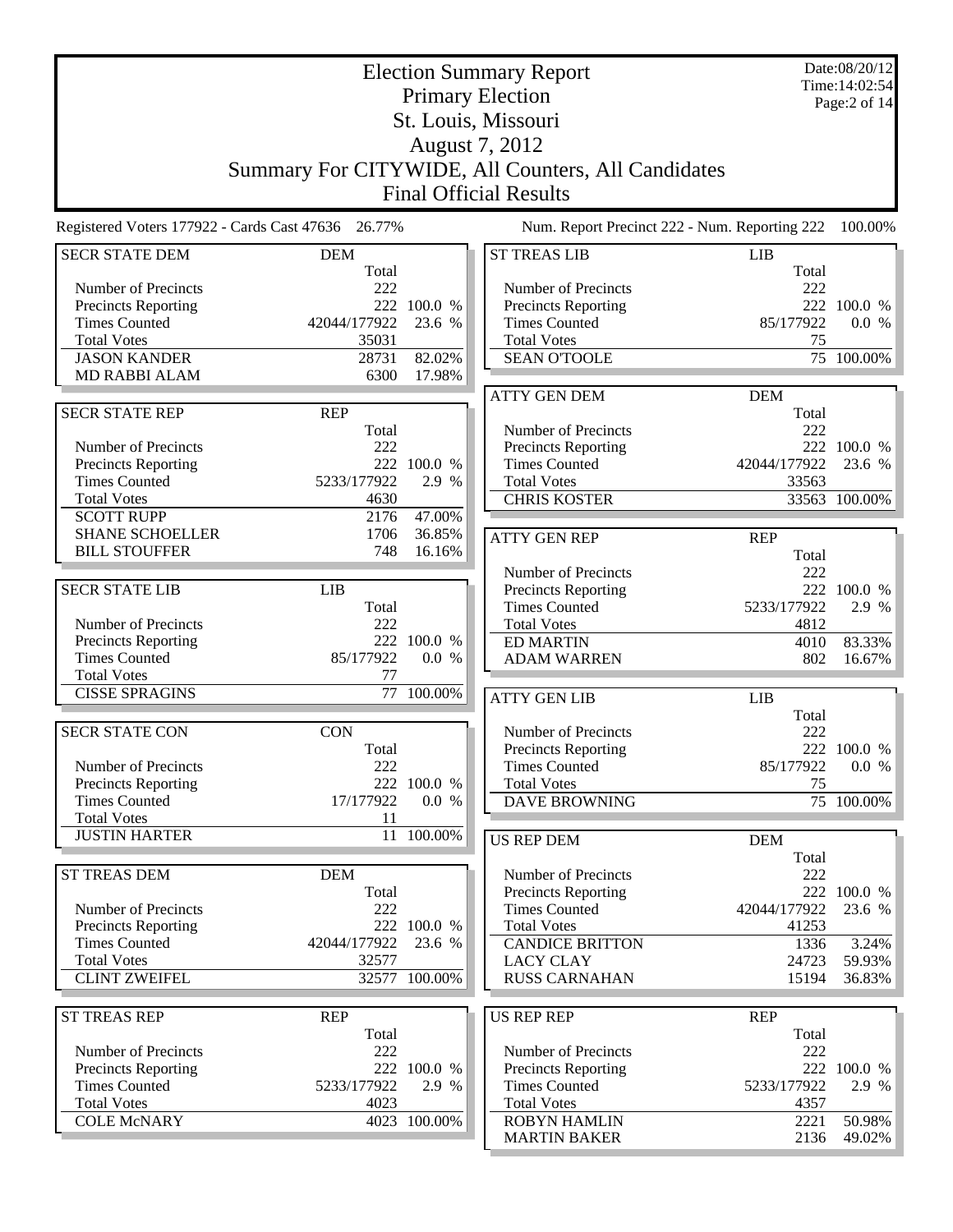# Election Summary Report

## Primary Election

## St. Louis, Missouri

## August 7, 2012

## Summary For CITYWIDE, All Counters, All Candidates

## Final Official Results

Date:08/20/12
Time:14:02:54

Registered Voters 177922 - Cards Cast 47636 26.77%

Num. Report Precinct 222 - Num. Reporting 222 100.00%

| SECR STATE DEM | DEM | |
|---|---|---|
| | Total | |
| Number of Precincts | 222 | |
| Precincts Reporting | 222 | 100.0 % |
| Times Counted | 42044/177922 | 23.6 % |
| Total Votes | 35031 | |
| JASON KANDER | 28731 | 82.02% |
| MD RABBI ALAM | 6300 | 17.98% |

| SECR STATE REP | REP | |
|---|---|---|
| | Total | |
| Number of Precincts | 222 | |
| Precincts Reporting | 222 | 100.0 % |
| Times Counted | 5233/177922 | 2.9 % |
| Total Votes | 4630 | |
| SCOTT RUPP | 2176 | 47.00% |
| SHANE SCHOELLER | 1706 | 36.85% |
| BILL STOUFFER | 748 | 16.16% |

| SECR STATE LIB | LIB | |
|---|---|---|
| | Total | |
| Number of Precincts | 222 | |
| Precincts Reporting | 222 | 100.0 % |
| Times Counted | 85/177922 | 0.0 % |
| Total Votes | 77 | |
| CISSE SPRAGINS | 77 | 100.00% |

| SECR STATE CON | CON | |
|---|---|---|
| | Total | |
| Number of Precincts | 222 | |
| Precincts Reporting | 222 | 100.0 % |
| Times Counted | 17/177922 | 0.0 % |
| Total Votes | 11 | |
| JUSTIN HARTER | 11 | 100.00% |

| ST TREAS DEM | DEM | |
|---|---|---|
| | Total | |
| Number of Precincts | 222 | |
| Precincts Reporting | 222 | 100.0 % |
| Times Counted | 42044/177922 | 23.6 % |
| Total Votes | 32577 | |
| CLINT ZWEIFEL | 32577 | 100.00% |

| ST TREAS REP | REP | |
|---|---|---|
| | Total | |
| Number of Precincts | 222 | |
| Precincts Reporting | 222 | 100.0 % |
| Times Counted | 5233/177922 | 2.9 % |
| Total Votes | 4023 | |
| COLE McNARY | 4023 | 100.00% |

| ST TREAS LIB | LIB | |
|---|---|---|
| | Total | |
| Number of Precincts | 222 | |
| Precincts Reporting | 222 | 100.0 % |
| Times Counted | 85/177922 | 0.0 % |
| Total Votes | 75 | |
| SEAN O'TOOLE | 75 | 100.00% |

| ATTY GEN DEM | DEM | |
|---|---|---|
| | Total | |
| Number of Precincts | 222 | |
| Precincts Reporting | 222 | 100.0 % |
| Times Counted | 42044/177922 | 23.6 % |
| Total Votes | 33563 | |
| CHRIS KOSTER | 33563 | 100.00% |

| ATTY GEN REP | REP | |
|---|---|---|
| | Total | |
| Number of Precincts | 222 | |
| Precincts Reporting | 222 | 100.0 % |
| Times Counted | 5233/177922 | 2.9 % |
| Total Votes | 4812 | |
| ED MARTIN | 4010 | 83.33% |
| ADAM WARREN | 802 | 16.67% |

| ATTY GEN LIB | LIB | |
|---|---|---|
| | Total | |
| Number of Precincts | 222 | |
| Precincts Reporting | 222 | 100.0 % |
| Times Counted | 85/177922 | 0.0 % |
| Total Votes | 75 | |
| DAVE BROWNING | 75 | 100.00% |

| US REP DEM | DEM | |
|---|---|---|
| | Total | |
| Number of Precincts | 222 | |
| Precincts Reporting | 222 | 100.0 % |
| Times Counted | 42044/177922 | 23.6 % |
| Total Votes | 41253 | |
| CANDICE BRITTON | 1336 | 3.24% |
| LACY CLAY | 24723 | 59.93% |
| RUSS CARNAHAN | 15194 | 36.83% |

| US REP REP | REP | |
|---|---|---|
| | Total | |
| Number of Precincts | 222 | |
| Precincts Reporting | 222 | 100.0 % |
| Times Counted | 5233/177922 | 2.9 % |
| Total Votes | 4357 | |
| ROBYN HAMLIN | 2221 | 50.98% |
| MARTIN BAKER | 2136 | 49.02% |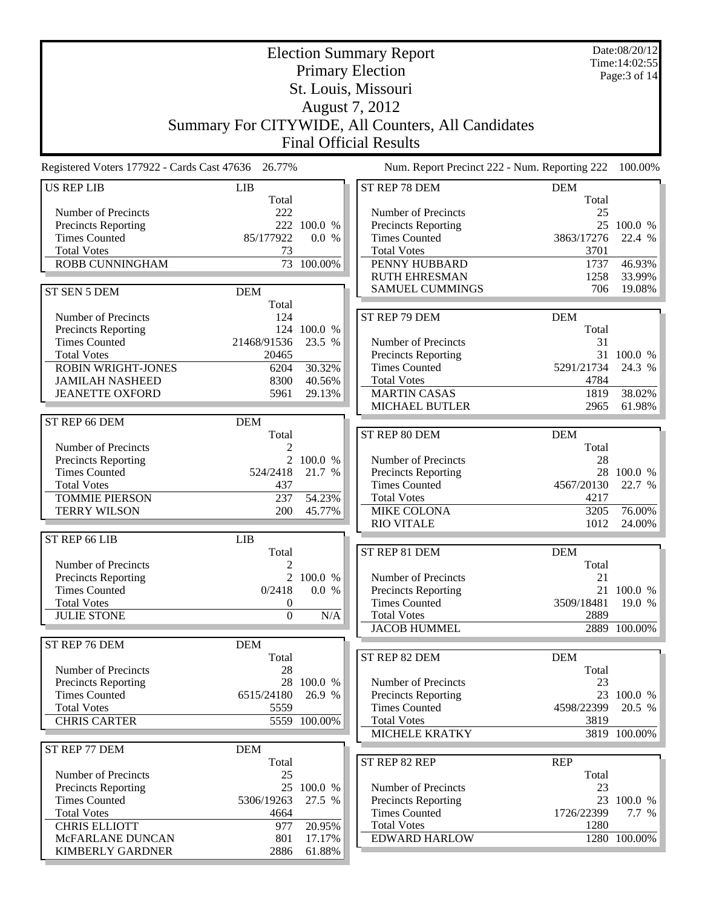# Election Summary Report

Primary Election
St. Louis, Missouri
August 7, 2012
Summary For CITYWIDE, All Counters, All Candidates
Final Official Results

Date:08/20/12
Time:14:02:55

Registered Voters 177922 - Cards Cast 47636 26.77%

Num. Report Precinct 222 - Num. Reporting 222 100.00%

| US REP LIB | LIB Total | |
|---|---|---|
| Number of Precincts | 222 | |
| Precincts Reporting | 222 | 100.0 % |
| Times Counted | 85/177922 | 0.0 % |
| Total Votes | 73 | |
| ROBB CUNNINGHAM | 73 | 100.00% |

| ST SEN 5 DEM | DEM Total | |
|---|---|---|
| Number of Precincts | 124 | |
| Precincts Reporting | 124 | 100.0 % |
| Times Counted | 21468/91536 | 23.5 % |
| Total Votes | 20465 | |
| ROBIN WRIGHT-JONES | 6204 | 30.32% |
| JAMILAH NASHEED | 8300 | 40.56% |
| JEANETTE OXFORD | 5961 | 29.13% |

| ST REP 66 DEM | DEM Total | |
|---|---|---|
| Number of Precincts | 2 | |
| Precincts Reporting | 2 | 100.0 % |
| Times Counted | 524/2418 | 21.7 % |
| Total Votes | 437 | |
| TOMMIE PIERSON | 237 | 54.23% |
| TERRY WILSON | 200 | 45.77% |

| ST REP 66 LIB | LIB Total | |
|---|---|---|
| Number of Precincts | 2 | |
| Precincts Reporting | 2 | 100.0 % |
| Times Counted | 0/2418 | 0.0 % |
| Total Votes | 0 | |
| JULIE STONE | 0 | N/A |

| ST REP 76 DEM | DEM Total | |
|---|---|---|
| Number of Precincts | 28 | |
| Precincts Reporting | 28 | 100.0 % |
| Times Counted | 6515/24180 | 26.9 % |
| Total Votes | 5559 | |
| CHRIS CARTER | 5559 | 100.00% |

| ST REP 77 DEM | DEM Total | |
|---|---|---|
| Number of Precincts | 25 | |
| Precincts Reporting | 25 | 100.0 % |
| Times Counted | 5306/19263 | 27.5 % |
| Total Votes | 4664 | |
| CHRIS ELLIOTT | 977 | 20.95% |
| McFARLANE DUNCAN | 801 | 17.17% |
| KIMBERLY GARDNER | 2886 | 61.88% |

| ST REP 78 DEM | DEM Total | |
|---|---|---|
| Number of Precincts | 25 | |
| Precincts Reporting | 25 | 100.0 % |
| Times Counted | 3863/17276 | 22.4 % |
| Total Votes | 3701 | |
| PENNY HUBBARD | 1737 | 46.93% |
| RUTH EHRESMAN | 1258 | 33.99% |
| SAMUEL CUMMINGS | 706 | 19.08% |

| ST REP 79 DEM | DEM Total | |
|---|---|---|
| Number of Precincts | 31 | |
| Precincts Reporting | 31 | 100.0 % |
| Times Counted | 5291/21734 | 24.3 % |
| Total Votes | 4784 | |
| MARTIN CASAS | 1819 | 38.02% |
| MICHAEL BUTLER | 2965 | 61.98% |

| ST REP 80 DEM | DEM Total | |
|---|---|---|
| Number of Precincts | 28 | |
| Precincts Reporting | 28 | 100.0 % |
| Times Counted | 4567/20130 | 22.7 % |
| Total Votes | 4217 | |
| MIKE COLONA | 3205 | 76.00% |
| RIO VITALE | 1012 | 24.00% |

| ST REP 81 DEM | DEM Total | |
|---|---|---|
| Number of Precincts | 21 | |
| Precincts Reporting | 21 | 100.0 % |
| Times Counted | 3509/18481 | 19.0 % |
| Total Votes | 2889 | |
| JACOB HUMMEL | 2889 | 100.00% |

| ST REP 82 DEM | DEM Total | |
|---|---|---|
| Number of Precincts | 23 | |
| Precincts Reporting | 23 | 100.0 % |
| Times Counted | 4598/22399 | 20.5 % |
| Total Votes | 3819 | |
| MICHELE KRATKY | 3819 | 100.00% |

| ST REP 82 REP | REP Total | |
|---|---|---|
| Number of Precincts | 23 | |
| Precincts Reporting | 23 | 100.0 % |
| Times Counted | 1726/22399 | 7.7 % |
| Total Votes | 1280 | |
| EDWARD HARLOW | 1280 | 100.00% |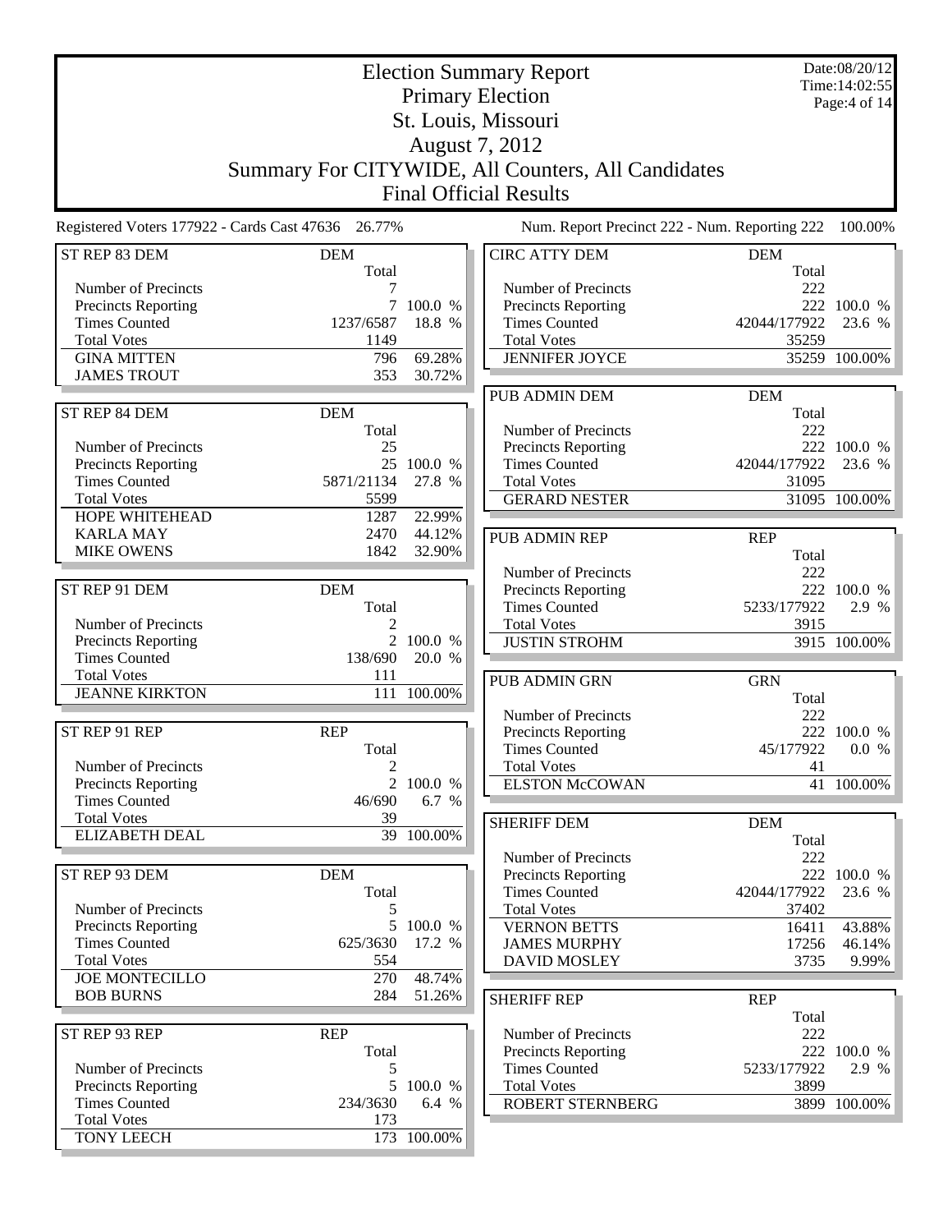# Election Summary Report

## Primary Election

## St. Louis, Missouri

## August 7, 2012

## Summary For CITYWIDE, All Counters, All Candidates

## Final Official Results

Date:08/20/12
Time:14:02:55

Registered Voters 177922 - Cards Cast 47636 26.77%

Num. Report Precinct 222 - Num. Reporting 222 100.00%

| ST REP 83 DEM | DEM | |
|---|---|---|
| | Total | |
| Number of Precincts | 7 | |
| Precincts Reporting | 7 | 100.0 % |
| Times Counted | 1237/6587 | 18.8 % |
| Total Votes | 1149 | |
| GINA MITTEN | 796 | 69.28% |
| JAMES TROUT | 353 | 30.72% |

| ST REP 84 DEM | DEM | |
|---|---|---|
| | Total | |
| Number of Precincts | 25 | |
| Precincts Reporting | 25 | 100.0 % |
| Times Counted | 5871/21134 | 27.8 % |
| Total Votes | 5599 | |
| HOPE WHITEHEAD | 1287 | 22.99% |
| KARLA MAY | 2470 | 44.12% |
| MIKE OWENS | 1842 | 32.90% |

| ST REP 91 DEM | DEM | |
|---|---|---|
| | Total | |
| Number of Precincts | 2 | |
| Precincts Reporting | 2 | 100.0 % |
| Times Counted | 138/690 | 20.0 % |
| Total Votes | 111 | |
| JEANNE KIRKTON | 111 | 100.00% |

| ST REP 91 REP | REP | |
|---|---|---|
| | Total | |
| Number of Precincts | 2 | |
| Precincts Reporting | 2 | 100.0 % |
| Times Counted | 46/690 | 6.7 % |
| Total Votes | 39 | |
| ELIZABETH DEAL | 39 | 100.00% |

| ST REP 93 DEM | DEM | |
|---|---|---|
| | Total | |
| Number of Precincts | 5 | |
| Precincts Reporting | 5 | 100.0 % |
| Times Counted | 625/3630 | 17.2 % |
| Total Votes | 554 | |
| JOE MONTECILLO | 270 | 48.74% |
| BOB BURNS | 284 | 51.26% |

| ST REP 93 REP | REP | |
|---|---|---|
| | Total | |
| Number of Precincts | 5 | |
| Precincts Reporting | 5 | 100.0 % |
| Times Counted | 234/3630 | 6.4 % |
| Total Votes | 173 | |
| TONY LEECH | 173 | 100.00% |

| CIRC ATTY DEM | DEM | |
|---|---|---|
| | Total | |
| Number of Precincts | 222 | |
| Precincts Reporting | 222 | 100.0 % |
| Times Counted | 42044/177922 | 23.6 % |
| Total Votes | 35259 | |
| JENNIFER JOYCE | 35259 | 100.00% |

| PUB ADMIN DEM | DEM | |
|---|---|---|
| | Total | |
| Number of Precincts | 222 | |
| Precincts Reporting | 222 | 100.0 % |
| Times Counted | 42044/177922 | 23.6 % |
| Total Votes | 31095 | |
| GERARD NESTER | 31095 | 100.00% |

| PUB ADMIN REP | REP | |
|---|---|---|
| | Total | |
| Number of Precincts | 222 | |
| Precincts Reporting | 222 | 100.0 % |
| Times Counted | 5233/177922 | 2.9 % |
| Total Votes | 3915 | |
| JUSTIN STROHM | 3915 | 100.00% |

| PUB ADMIN GRN | GRN | |
|---|---|---|
| | Total | |
| Number of Precincts | 222 | |
| Precincts Reporting | 222 | 100.0 % |
| Times Counted | 45/177922 | 0.0 % |
| Total Votes | 41 | |
| ELSTON McCOWAN | 41 | 100.00% |

| SHERIFF DEM | DEM | |
|---|---|---|
| | Total | |
| Number of Precincts | 222 | |
| Precincts Reporting | 222 | 100.0 % |
| Times Counted | 42044/177922 | 23.6 % |
| Total Votes | 37402 | |
| VERNON BETTS | 16411 | 43.88% |
| JAMES MURPHY | 17256 | 46.14% |
| DAVID MOSLEY | 3735 | 9.99% |

| SHERIFF REP | REP | |
|---|---|---|
| | Total | |
| Number of Precincts | 222 | |
| Precincts Reporting | 222 | 100.0 % |
| Times Counted | 5233/177922 | 2.9 % |
| Total Votes | 3899 | |
| ROBERT STERNBERG | 3899 | 100.00% |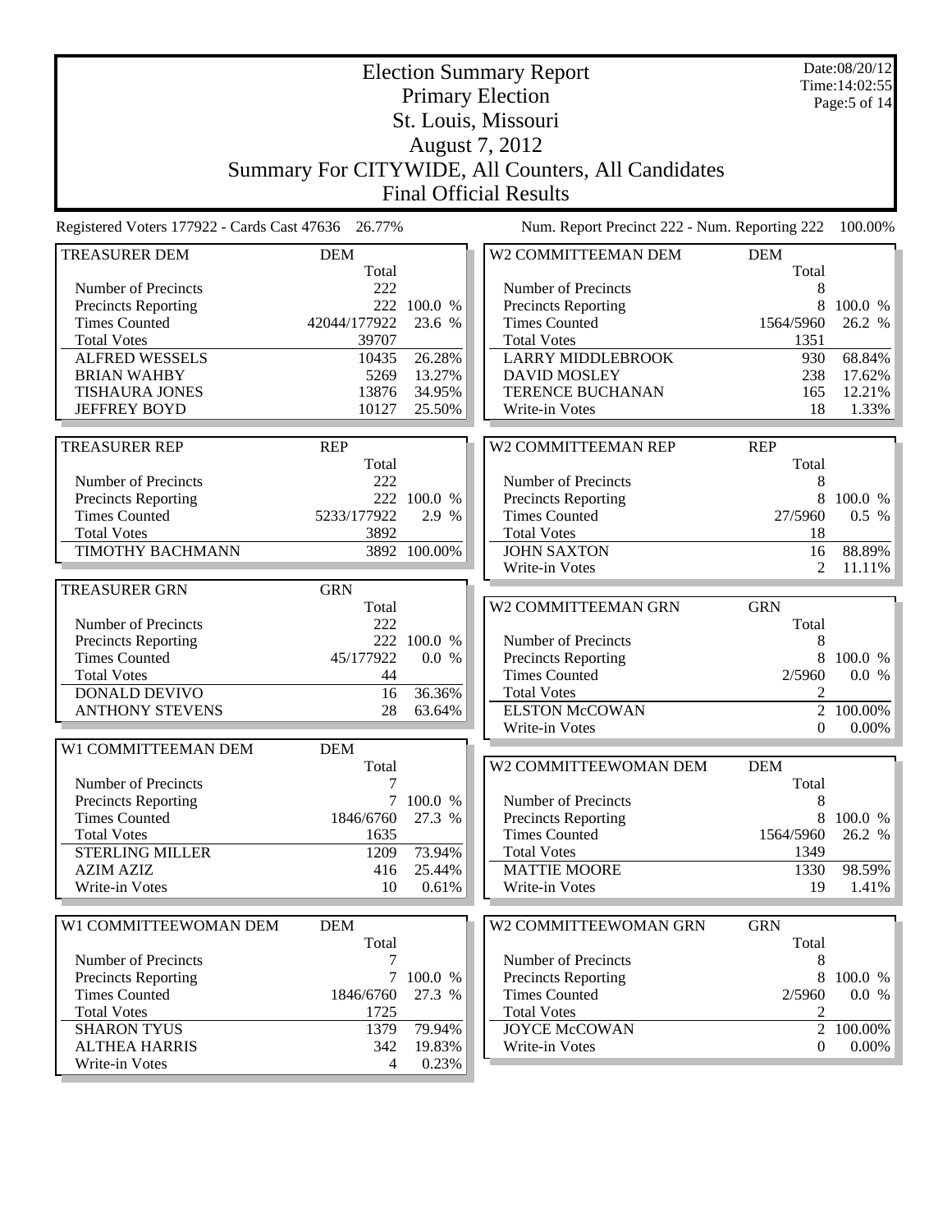# Election Summary Report

## Primary Election

## St. Louis, Missouri

## August 7, 2012

## Summary For CITYWIDE, All Counters, All Candidates

## Final Official Results

Date:08/20/12
Time:14:02:55

Registered Voters 177922 - Cards Cast 47636 26.77%

Num. Report Precinct 222 - Num. Reporting 222 100.00%

### TREASURER DEM

| TREASURER DEM | DEM Total | |
|---|---|---|
| Number of Precincts | 222 | |
| Precincts Reporting | 222 | 100.0 % |
| Times Counted | 42044/177922 | 23.6 % |
| Total Votes | 39707 | |
| ALFRED WESSELS | 10435 | 26.28% |
| BRIAN WAHBY | 5269 | 13.27% |
| TISHAURA JONES | 13876 | 34.95% |
| JEFFREY BOYD | 10127 | 25.50% |

### TREASURER REP

| TREASURER REP | REP Total | |
|---|---|---|
| Number of Precincts | 222 | |
| Precincts Reporting | 222 | 100.0 % |
| Times Counted | 5233/177922 | 2.9 % |
| Total Votes | 3892 | |
| TIMOTHY BACHMANN | 3892 | 100.00% |

### TREASURER GRN

| TREASURER GRN | GRN Total | |
|---|---|---|
| Number of Precincts | 222 | |
| Precincts Reporting | 222 | 100.0 % |
| Times Counted | 45/177922 | 0.0 % |
| Total Votes | 44 | |
| DONALD DEVIVO | 16 | 36.36% |
| ANTHONY STEVENS | 28 | 63.64% |

### W1 COMMITTEEMAN DEM

| W1 COMMITTEEMAN DEM | DEM Total | |
|---|---|---|
| Number of Precincts | 7 | |
| Precincts Reporting | 7 | 100.0 % |
| Times Counted | 1846/6760 | 27.3 % |
| Total Votes | 1635 | |
| STERLING MILLER | 1209 | 73.94% |
| AZIM AZIZ | 416 | 25.44% |
| Write-in Votes | 10 | 0.61% |

### W1 COMMITTEEWOMAN DEM

| W1 COMMITTEEWOMAN DEM | DEM Total | |
|---|---|---|
| Number of Precincts | 7 | |
| Precincts Reporting | 7 | 100.0 % |
| Times Counted | 1846/6760 | 27.3 % |
| Total Votes | 1725 | |
| SHARON TYUS | 1379 | 79.94% |
| ALTHEA HARRIS | 342 | 19.83% |
| Write-in Votes | 4 | 0.23% |

### W2 COMMITTEEMAN DEM

| W2 COMMITTEEMAN DEM | DEM Total | |
|---|---|---|
| Number of Precincts | 8 | |
| Precincts Reporting | 8 | 100.0 % |
| Times Counted | 1564/5960 | 26.2 % |
| Total Votes | 1351 | |
| LARRY MIDDLEBROOK | 930 | 68.84% |
| DAVID MOSLEY | 238 | 17.62% |
| TERENCE BUCHANAN | 165 | 12.21% |
| Write-in Votes | 18 | 1.33% |

### W2 COMMITTEEMAN REP

| W2 COMMITTEEMAN REP | REP Total | |
|---|---|---|
| Number of Precincts | 8 | |
| Precincts Reporting | 8 | 100.0 % |
| Times Counted | 27/5960 | 0.5 % |
| Total Votes | 18 | |
| JOHN SAXTON | 16 | 88.89% |
| Write-in Votes | 2 | 11.11% |

### W2 COMMITTEEMAN GRN

| W2 COMMITTEEMAN GRN | GRN Total | |
|---|---|---|
| Number of Precincts | 8 | |
| Precincts Reporting | 8 | 100.0 % |
| Times Counted | 2/5960 | 0.0 % |
| Total Votes | 2 | |
| ELSTON McCOWAN | 2 | 100.00% |
| Write-in Votes | 0 | 0.00% |

### W2 COMMITTEEWOMAN DEM

| W2 COMMITTEEWOMAN DEM | DEM Total | |
|---|---|---|
| Number of Precincts | 8 | |
| Precincts Reporting | 8 | 100.0 % |
| Times Counted | 1564/5960 | 26.2 % |
| Total Votes | 1349 | |
| MATTIE MOORE | 1330 | 98.59% |
| Write-in Votes | 19 | 1.41% |

### W2 COMMITTEEWOMAN GRN

| W2 COMMITTEEWOMAN GRN | GRN Total | |
|---|---|---|
| Number of Precincts | 8 | |
| Precincts Reporting | 8 | 100.0 % |
| Times Counted | 2/5960 | 0.0 % |
| Total Votes | 2 | |
| JOYCE McCOWAN | 2 | 100.00% |
| Write-in Votes | 0 | 0.00% |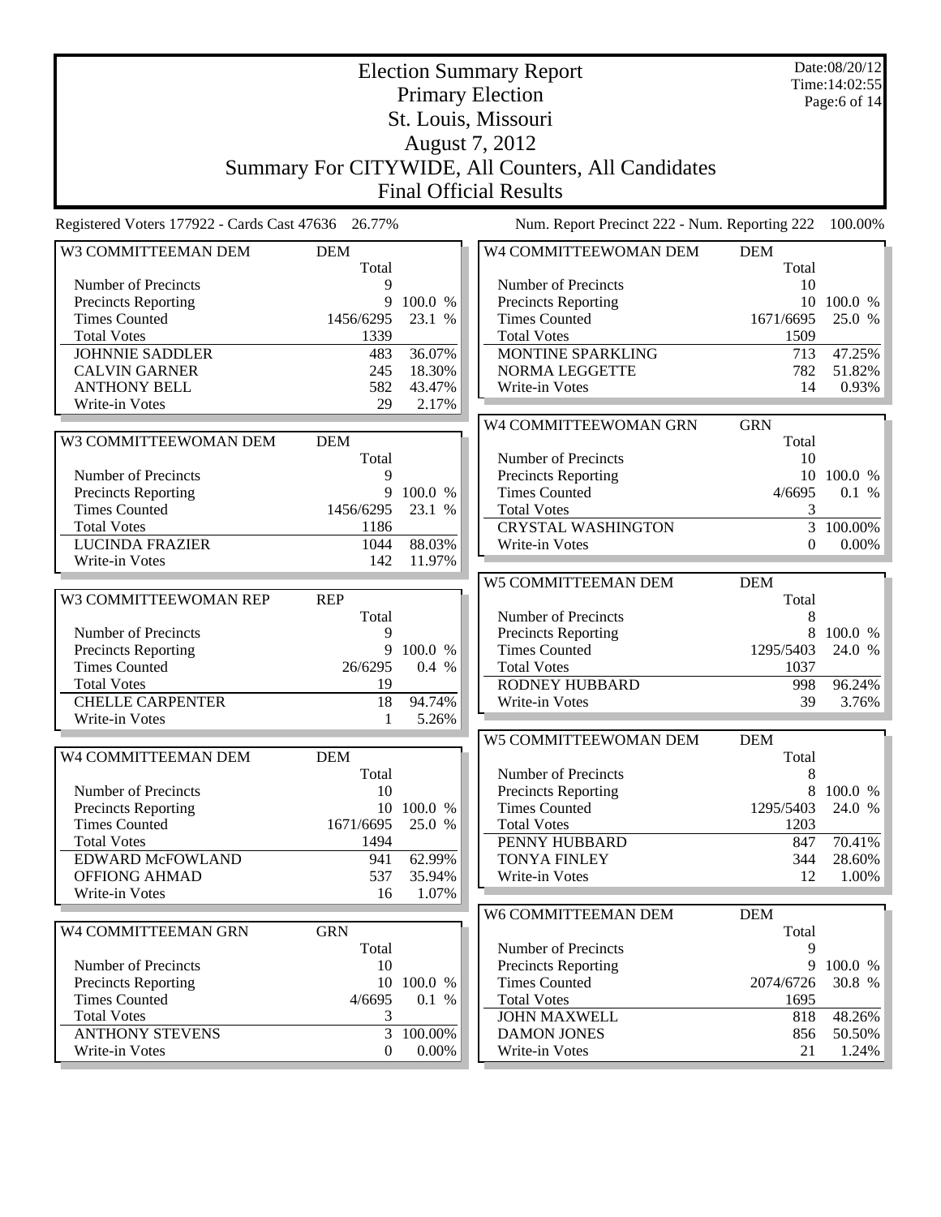# Election Summary Report

## Primary Election

## St. Louis, Missouri

## August 7, 2012

## Summary For CITYWIDE, All Counters, All Candidates

## Final Official Results

Date:08/20/12
Time:14:02:55

Registered Voters 177922 - Cards Cast 47636 26.77%

Num. Report Precinct 222 - Num. Reporting 222 100.00%

| W3 COMMITTEEMAN DEM | DEM | |
|---|---|---|
| | Total | |
| Number of Precincts | 9 | |
| Precincts Reporting | 9 | 100.0 % |
| Times Counted | 1456/6295 | 23.1 % |
| Total Votes | 1339 | |
| JOHNNIE SADDLER | 483 | 36.07% |
| CALVIN GARNER | 245 | 18.30% |
| ANTHONY BELL | 582 | 43.47% |
| Write-in Votes | 29 | 2.17% |

| W3 COMMITTEEWOMAN DEM | DEM | |
|---|---|---|
| | Total | |
| Number of Precincts | 9 | |
| Precincts Reporting | 9 | 100.0 % |
| Times Counted | 1456/6295 | 23.1 % |
| Total Votes | 1186 | |
| LUCINDA FRAZIER | 1044 | 88.03% |
| Write-in Votes | 142 | 11.97% |

| W3 COMMITTEEWOMAN REP | REP | |
|---|---|---|
| | Total | |
| Number of Precincts | 9 | |
| Precincts Reporting | 9 | 100.0 % |
| Times Counted | 26/6295 | 0.4 % |
| Total Votes | 19 | |
| CHELLE CARPENTER | 18 | 94.74% |
| Write-in Votes | 1 | 5.26% |

| W4 COMMITTEEMAN DEM | DEM | |
|---|---|---|
| | Total | |
| Number of Precincts | 10 | |
| Precincts Reporting | 10 | 100.0 % |
| Times Counted | 1671/6695 | 25.0 % |
| Total Votes | 1494 | |
| EDWARD McFOWLAND | 941 | 62.99% |
| OFFIONG AHMAD | 537 | 35.94% |
| Write-in Votes | 16 | 1.07% |

| W4 COMMITTEEMAN GRN | GRN | |
|---|---|---|
| | Total | |
| Number of Precincts | 10 | |
| Precincts Reporting | 10 | 100.0 % |
| Times Counted | 4/6695 | 0.1 % |
| Total Votes | 3 | |
| ANTHONY STEVENS | 3 | 100.00% |
| Write-in Votes | 0 | 0.00% |

| W4 COMMITTEEWOMAN DEM | DEM | |
|---|---|---|
| | Total | |
| Number of Precincts | 10 | |
| Precincts Reporting | 10 | 100.0 % |
| Times Counted | 1671/6695 | 25.0 % |
| Total Votes | 1509 | |
| MONTINE SPARKLING | 713 | 47.25% |
| NORMA LEGGETTE | 782 | 51.82% |
| Write-in Votes | 14 | 0.93% |

| W4 COMMITTEEWOMAN GRN | GRN | |
|---|---|---|
| | Total | |
| Number of Precincts | 10 | |
| Precincts Reporting | 10 | 100.0 % |
| Times Counted | 4/6695 | 0.1 % |
| Total Votes | 3 | |
| CRYSTAL WASHINGTON | 3 | 100.00% |
| Write-in Votes | 0 | 0.00% |

| W5 COMMITTEEMAN DEM | DEM | |
|---|---|---|
| | Total | |
| Number of Precincts | 8 | |
| Precincts Reporting | 8 | 100.0 % |
| Times Counted | 1295/5403 | 24.0 % |
| Total Votes | 1037 | |
| RODNEY HUBBARD | 998 | 96.24% |
| Write-in Votes | 39 | 3.76% |

| W5 COMMITTEEWOMAN DEM | DEM | |
|---|---|---|
| | Total | |
| Number of Precincts | 8 | |
| Precincts Reporting | 8 | 100.0 % |
| Times Counted | 1295/5403 | 24.0 % |
| Total Votes | 1203 | |
| PENNY HUBBARD | 847 | 70.41% |
| TONYA FINLEY | 344 | 28.60% |
| Write-in Votes | 12 | 1.00% |

| W6 COMMITTEEMAN DEM | DEM | |
|---|---|---|
| | Total | |
| Number of Precincts | 9 | |
| Precincts Reporting | 9 | 100.0 % |
| Times Counted | 2074/6726 | 30.8 % |
| Total Votes | 1695 | |
| JOHN MAXWELL | 818 | 48.26% |
| DAMON JONES | 856 | 50.50% |
| Write-in Votes | 21 | 1.24% |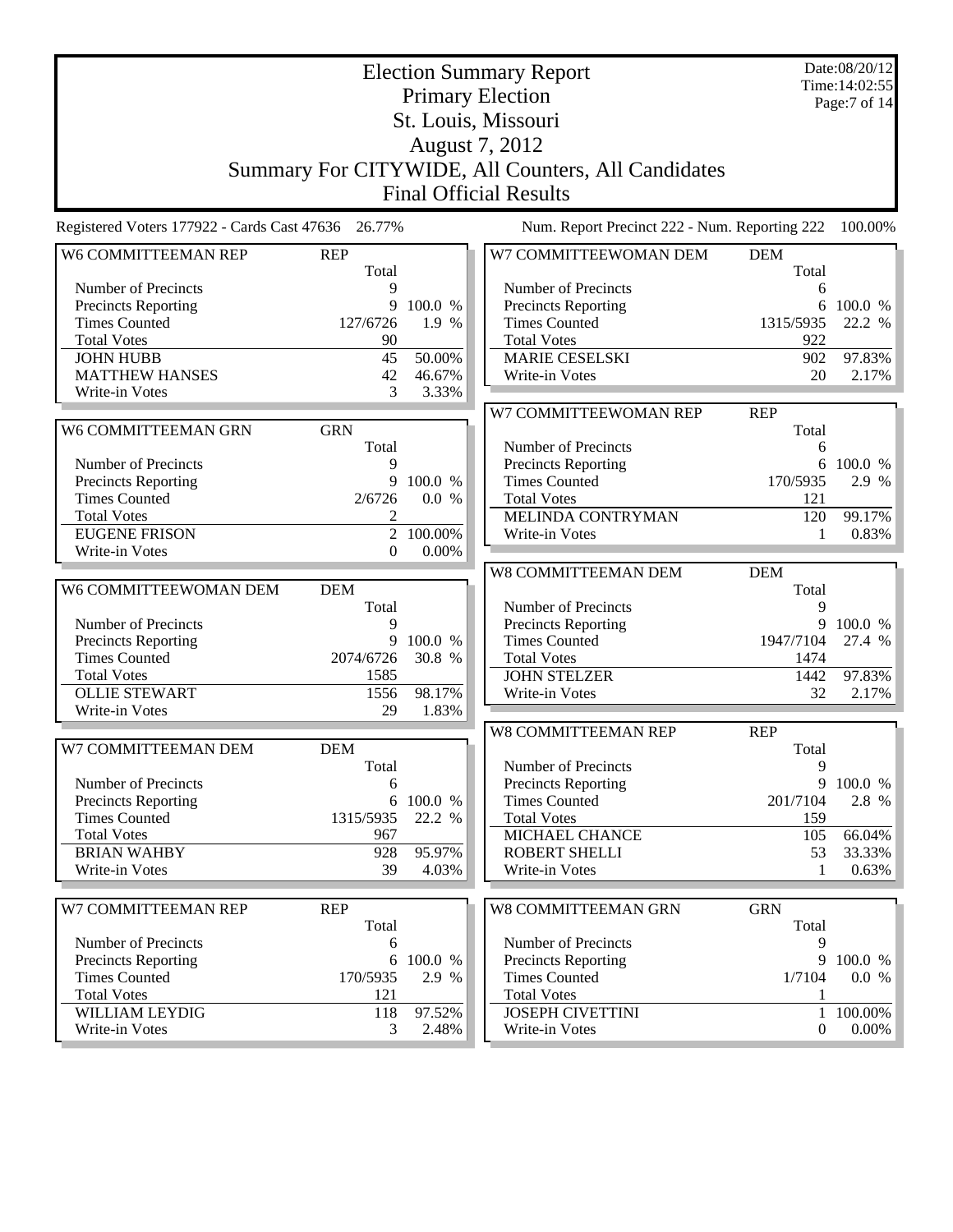# Election Summary Report

## Primary Election

## St. Louis, Missouri

## August 7, 2012

## Summary For CITYWIDE, All Counters, All Candidates

## Final Official Results

Date:08/20/12
Time:14:02:55

Registered Voters 177922 - Cards Cast 47636 26.77%

Num. Report Precinct 222 - Num. Reporting 222 100.00%

| W6 COMMITTEEMAN REP | REP | |
|---|---|---|
| | Total | |
| Number of Precincts | 9 | |
| Precincts Reporting | 9 | 100.0 % |
| Times Counted | 127/6726 | 1.9 % |
| Total Votes | 90 | |
| JOHN HUBB | 45 | 50.00% |
| MATTHEW HANSES | 42 | 46.67% |
| Write-in Votes | 3 | 3.33% |

| W6 COMMITTEEMAN GRN | GRN | |
|---|---|---|
| | Total | |
| Number of Precincts | 9 | |
| Precincts Reporting | 9 | 100.0 % |
| Times Counted | 2/6726 | 0.0 % |
| Total Votes | 2 | |
| EUGENE FRISON | 2 | 100.00% |
| Write-in Votes | 0 | 0.00% |

| W6 COMMITTEEWOMAN DEM | DEM | |
|---|---|---|
| | Total | |
| Number of Precincts | 9 | |
| Precincts Reporting | 9 | 100.0 % |
| Times Counted | 2074/6726 | 30.8 % |
| Total Votes | 1585 | |
| OLLIE STEWART | 1556 | 98.17% |
| Write-in Votes | 29 | 1.83% |

| W7 COMMITTEEMAN DEM | DEM | |
|---|---|---|
| | Total | |
| Number of Precincts | 6 | |
| Precincts Reporting | 6 | 100.0 % |
| Times Counted | 1315/5935 | 22.2 % |
| Total Votes | 967 | |
| BRIAN WAHBY | 928 | 95.97% |
| Write-in Votes | 39 | 4.03% |

| W7 COMMITTEEMAN REP | REP | |
|---|---|---|
| | Total | |
| Number of Precincts | 6 | |
| Precincts Reporting | 6 | 100.0 % |
| Times Counted | 170/5935 | 2.9 % |
| Total Votes | 121 | |
| WILLIAM LEYDIG | 118 | 97.52% |
| Write-in Votes | 3 | 2.48% |

| W7 COMMITTEEWOMAN DEM | DEM | |
|---|---|---|
| | Total | |
| Number of Precincts | 6 | |
| Precincts Reporting | 6 | 100.0 % |
| Times Counted | 1315/5935 | 22.2 % |
| Total Votes | 922 | |
| MARIE CESELSKI | 902 | 97.83% |
| Write-in Votes | 20 | 2.17% |

| W7 COMMITTEEWOMAN REP | REP | |
|---|---|---|
| | Total | |
| Number of Precincts | 6 | |
| Precincts Reporting | 6 | 100.0 % |
| Times Counted | 170/5935 | 2.9 % |
| Total Votes | 121 | |
| MELINDA CONTRYMAN | 120 | 99.17% |
| Write-in Votes | 1 | 0.83% |

| W8 COMMITTEEMAN DEM | DEM | |
|---|---|---|
| | Total | |
| Number of Precincts | 9 | |
| Precincts Reporting | 9 | 100.0 % |
| Times Counted | 1947/7104 | 27.4 % |
| Total Votes | 1474 | |
| JOHN STELZER | 1442 | 97.83% |
| Write-in Votes | 32 | 2.17% |

| W8 COMMITTEEMAN REP | REP | |
|---|---|---|
| | Total | |
| Number of Precincts | 9 | |
| Precincts Reporting | 9 | 100.0 % |
| Times Counted | 201/7104 | 2.8 % |
| Total Votes | 159 | |
| MICHAEL CHANCE | 105 | 66.04% |
| ROBERT SHELLI | 53 | 33.33% |
| Write-in Votes | 1 | 0.63% |

| W8 COMMITTEEMAN GRN | GRN | |
|---|---|---|
| | Total | |
| Number of Precincts | 9 | |
| Precincts Reporting | 9 | 100.0 % |
| Times Counted | 1/7104 | 0.0 % |
| Total Votes | 1 | |
| JOSEPH CIVETTINI | 1 | 100.00% |
| Write-in Votes | 0 | 0.00% |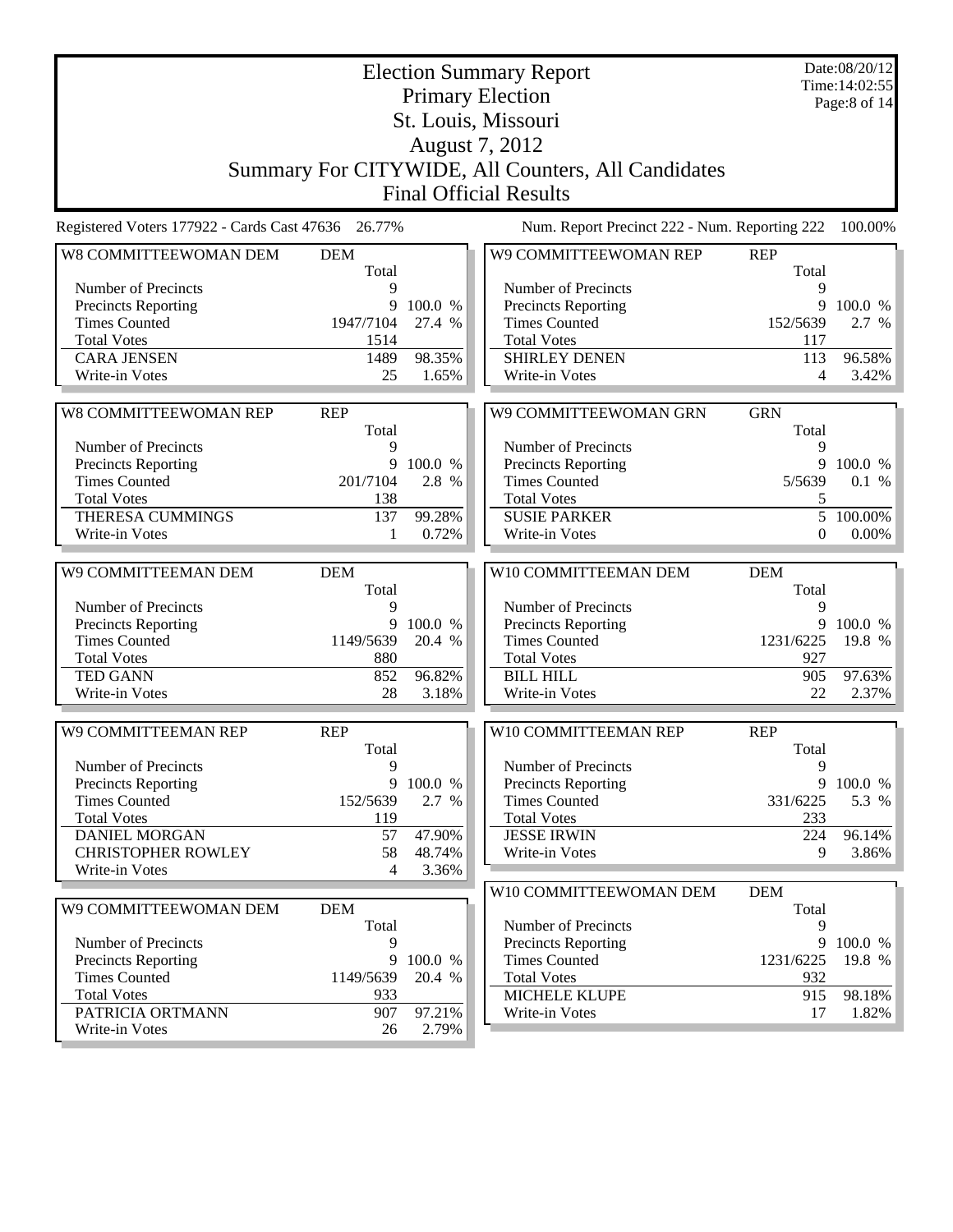# Election Summary Report

## Primary Election

## St. Louis, Missouri

## August 7, 2012

## Summary For CITYWIDE, All Counters, All Candidates

## Final Official Results

Date:08/20/12
Time:14:02:55

Registered Voters 177922 - Cards Cast 47636 26.77%

Num. Report Precinct 222 - Num. Reporting 222 100.00%

| W8 COMMITTEEWOMAN DEM | DEM Total | |
|---|---|---|
| Number of Precincts | 9 | |
| Precincts Reporting | 9 | 100.0 % |
| Times Counted | 1947/7104 | 27.4 % |
| Total Votes | 1514 | |
| CARA JENSEN | 1489 | 98.35% |
| Write-in Votes | 25 | 1.65% |

| W8 COMMITTEEWOMAN REP | REP Total | |
|---|---|---|
| Number of Precincts | 9 | |
| Precincts Reporting | 9 | 100.0 % |
| Times Counted | 201/7104 | 2.8 % |
| Total Votes | 138 | |
| THERESA CUMMINGS | 137 | 99.28% |
| Write-in Votes | 1 | 0.72% |

| W9 COMMITTEEMAN DEM | DEM Total | |
|---|---|---|
| Number of Precincts | 9 | |
| Precincts Reporting | 9 | 100.0 % |
| Times Counted | 1149/5639 | 20.4 % |
| Total Votes | 880 | |
| TED GANN | 852 | 96.82% |
| Write-in Votes | 28 | 3.18% |

| W9 COMMITTEEMAN REP | REP Total | |
|---|---|---|
| Number of Precincts | 9 | |
| Precincts Reporting | 9 | 100.0 % |
| Times Counted | 152/5639 | 2.7 % |
| Total Votes | 119 | |
| DANIEL MORGAN | 57 | 47.90% |
| CHRISTOPHER ROWLEY | 58 | 48.74% |
| Write-in Votes | 4 | 3.36% |

| W9 COMMITTEEWOMAN DEM | DEM Total | |
|---|---|---|
| Number of Precincts | 9 | |
| Precincts Reporting | 9 | 100.0 % |
| Times Counted | 1149/5639 | 20.4 % |
| Total Votes | 933 | |
| PATRICIA ORTMANN | 907 | 97.21% |
| Write-in Votes | 26 | 2.79% |

| W9 COMMITTEEWOMAN REP | REP Total | |
|---|---|---|
| Number of Precincts | 9 | |
| Precincts Reporting | 9 | 100.0 % |
| Times Counted | 152/5639 | 2.7 % |
| Total Votes | 117 | |
| SHIRLEY DENEN | 113 | 96.58% |
| Write-in Votes | 4 | 3.42% |

| W9 COMMITTEEWOMAN GRN | GRN Total | |
|---|---|---|
| Number of Precincts | 9 | |
| Precincts Reporting | 9 | 100.0 % |
| Times Counted | 5/5639 | 0.1 % |
| Total Votes | 5 | |
| SUSIE PARKER | 5 | 100.00% |
| Write-in Votes | 0 | 0.00% |

| W10 COMMITTEEMAN DEM | DEM Total | |
|---|---|---|
| Number of Precincts | 9 | |
| Precincts Reporting | 9 | 100.0 % |
| Times Counted | 1231/6225 | 19.8 % |
| Total Votes | 927 | |
| BILL HILL | 905 | 97.63% |
| Write-in Votes | 22 | 2.37% |

| W10 COMMITTEEMAN REP | REP Total | |
|---|---|---|
| Number of Precincts | 9 | |
| Precincts Reporting | 9 | 100.0 % |
| Times Counted | 331/6225 | 5.3 % |
| Total Votes | 233 | |
| JESSE IRWIN | 224 | 96.14% |
| Write-in Votes | 9 | 3.86% |

| W10 COMMITTEEWOMAN DEM | DEM Total | |
|---|---|---|
| Number of Precincts | 9 | |
| Precincts Reporting | 9 | 100.0 % |
| Times Counted | 1231/6225 | 19.8 % |
| Total Votes | 932 | |
| MICHELE KLUPE | 915 | 98.18% |
| Write-in Votes | 17 | 1.82% |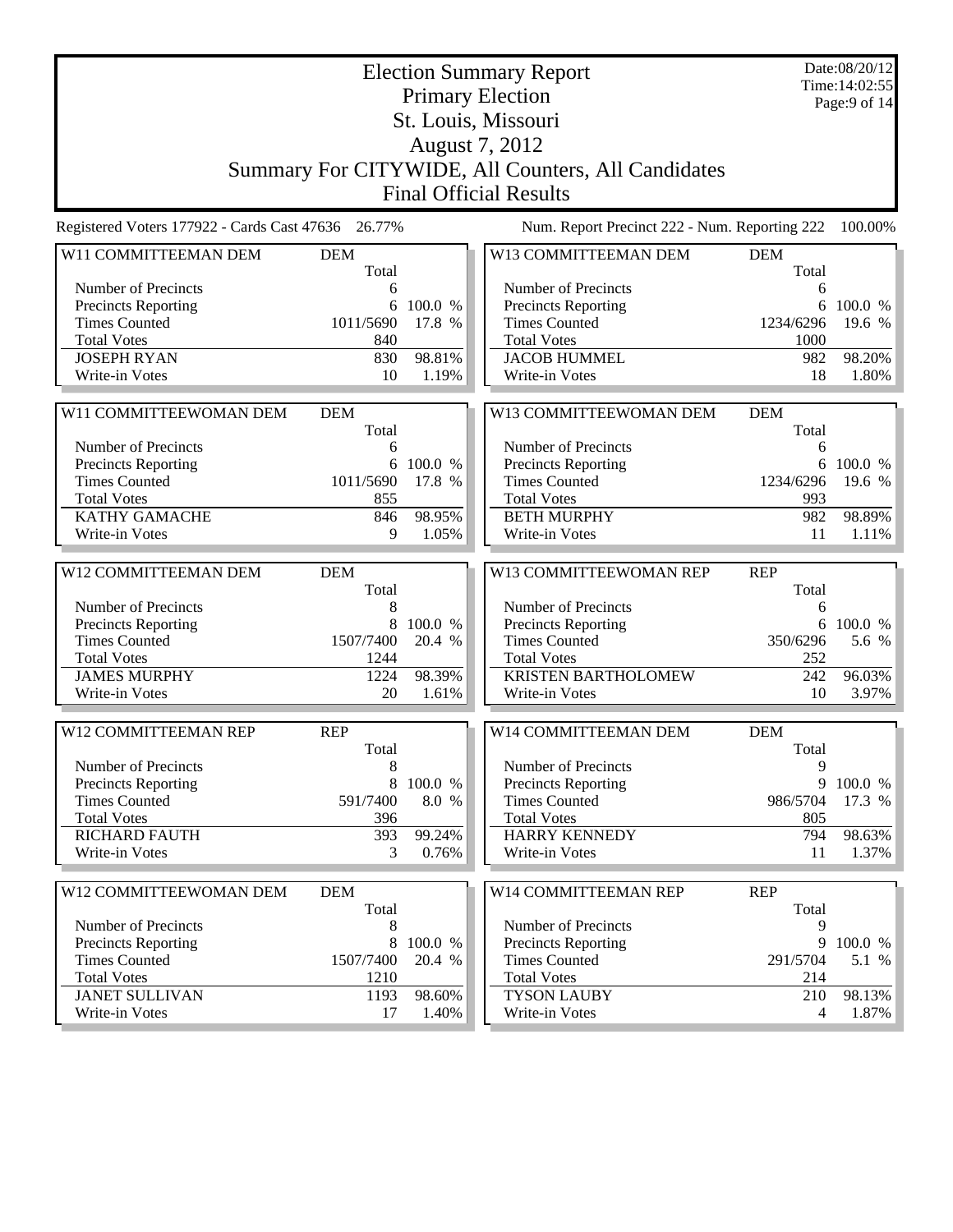# Election Summary Report

## Primary Election

## St. Louis, Missouri

## August 7, 2012

## Summary For CITYWIDE, All Counters, All Candidates

## Final Official Results

Date:08/20/12
Time:14:02:55

Registered Voters 177922 - Cards Cast 47636 26.77%

Num. Report Precinct 222 - Num. Reporting 222 100.00%

### W11 COMMITTEEMAN DEM

| | DEM Total | |
|---|---|---|
| Number of Precincts | 6 | |
| Precincts Reporting | 6 | 100.0 % |
| Times Counted | 1011/5690 | 17.8 % |
| Total Votes | 840 | |
| JOSEPH RYAN | 830 | 98.81% |
| Write-in Votes | 10 | 1.19% |

### W11 COMMITTEEWOMAN DEM

| | DEM Total | |
|---|---|---|
| Number of Precincts | 6 | |
| Precincts Reporting | 6 | 100.0 % |
| Times Counted | 1011/5690 | 17.8 % |
| Total Votes | 855 | |
| KATHY GAMACHE | 846 | 98.95% |
| Write-in Votes | 9 | 1.05% |

### W12 COMMITTEEMAN DEM

| | DEM Total | |
|---|---|---|
| Number of Precincts | 8 | |
| Precincts Reporting | 8 | 100.0 % |
| Times Counted | 1507/7400 | 20.4 % |
| Total Votes | 1244 | |
| JAMES MURPHY | 1224 | 98.39% |
| Write-in Votes | 20 | 1.61% |

### W12 COMMITTEEMAN REP

| | REP Total | |
|---|---|---|
| Number of Precincts | 8 | |
| Precincts Reporting | 8 | 100.0 % |
| Times Counted | 591/7400 | 8.0 % |
| Total Votes | 396 | |
| RICHARD FAUTH | 393 | 99.24% |
| Write-in Votes | 3 | 0.76% |

### W12 COMMITTEEWOMAN DEM

| | DEM Total | |
|---|---|---|
| Number of Precincts | 8 | |
| Precincts Reporting | 8 | 100.0 % |
| Times Counted | 1507/7400 | 20.4 % |
| Total Votes | 1210 | |
| JANET SULLIVAN | 1193 | 98.60% |
| Write-in Votes | 17 | 1.40% |

### W13 COMMITTEEMAN DEM

| | DEM Total | |
|---|---|---|
| Number of Precincts | 6 | |
| Precincts Reporting | 6 | 100.0 % |
| Times Counted | 1234/6296 | 19.6 % |
| Total Votes | 1000 | |
| JACOB HUMMEL | 982 | 98.20% |
| Write-in Votes | 18 | 1.80% |

### W13 COMMITTEEWOMAN DEM

| | DEM Total | |
|---|---|---|
| Number of Precincts | 6 | |
| Precincts Reporting | 6 | 100.0 % |
| Times Counted | 1234/6296 | 19.6 % |
| Total Votes | 993 | |
| BETH MURPHY | 982 | 98.89% |
| Write-in Votes | 11 | 1.11% |

### W13 COMMITTEEWOMAN REP

| | REP Total | |
|---|---|---|
| Number of Precincts | 6 | |
| Precincts Reporting | 6 | 100.0 % |
| Times Counted | 350/6296 | 5.6 % |
| Total Votes | 252 | |
| KRISTEN BARTHOLOMEW | 242 | 96.03% |
| Write-in Votes | 10 | 3.97% |

### W14 COMMITTEEMAN DEM

| | DEM Total | |
|---|---|---|
| Number of Precincts | 9 | |
| Precincts Reporting | 9 | 100.0 % |
| Times Counted | 986/5704 | 17.3 % |
| Total Votes | 805 | |
| HARRY KENNEDY | 794 | 98.63% |
| Write-in Votes | 11 | 1.37% |

### W14 COMMITTEEMAN REP

| | REP Total | |
|---|---|---|
| Number of Precincts | 9 | |
| Precincts Reporting | 9 | 100.0 % |
| Times Counted | 291/5704 | 5.1 % |
| Total Votes | 214 | |
| TYSON LAUBY | 210 | 98.13% |
| Write-in Votes | 4 | 1.87% |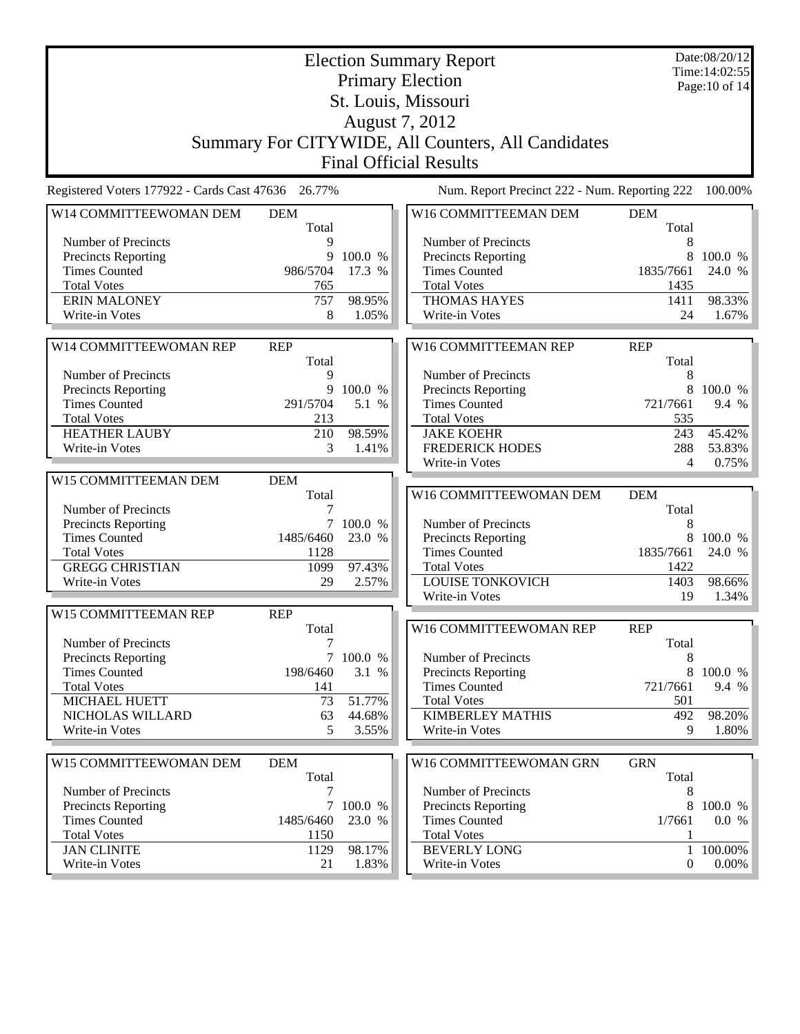# Election Summary Report

## Primary Election

## St. Louis, Missouri

## August 7, 2012

## Summary For CITYWIDE, All Counters, All Candidates

## Final Official Results

Date:08/20/12
Time:14:02:55

Registered Voters 177922 - Cards Cast 47636 26.77%

Num. Report Precinct 222 - Num. Reporting 222 100.00%

| W14 COMMITTEEWOMAN DEM | DEM | |
|---|---|---|
| | Total | |
| Number of Precincts | 9 | |
| Precincts Reporting | 9 | 100.0 % |
| Times Counted | 986/5704 | 17.3 % |
| Total Votes | 765 | |
| ERIN MALONEY | 757 | 98.95% |
| Write-in Votes | 8 | 1.05% |

| W14 COMMITTEEWOMAN REP | REP | |
|---|---|---|
| | Total | |
| Number of Precincts | 9 | |
| Precincts Reporting | 9 | 100.0 % |
| Times Counted | 291/5704 | 5.1 % |
| Total Votes | 213 | |
| HEATHER LAUBY | 210 | 98.59% |
| Write-in Votes | 3 | 1.41% |

| W15 COMMITTEEMAN DEM | DEM | |
|---|---|---|
| | Total | |
| Number of Precincts | 7 | |
| Precincts Reporting | 7 | 100.0 % |
| Times Counted | 1485/6460 | 23.0 % |
| Total Votes | 1128 | |
| GREGG CHRISTIAN | 1099 | 97.43% |
| Write-in Votes | 29 | 2.57% |

| W15 COMMITTEEMAN REP | REP | |
|---|---|---|
| | Total | |
| Number of Precincts | 7 | |
| Precincts Reporting | 7 | 100.0 % |
| Times Counted | 198/6460 | 3.1 % |
| Total Votes | 141 | |
| MICHAEL HUETT | 73 | 51.77% |
| NICHOLAS WILLARD | 63 | 44.68% |
| Write-in Votes | 5 | 3.55% |

| W15 COMMITTEEWOMAN DEM | DEM | |
|---|---|---|
| | Total | |
| Number of Precincts | 7 | |
| Precincts Reporting | 7 | 100.0 % |
| Times Counted | 1485/6460 | 23.0 % |
| Total Votes | 1150 | |
| JAN CLINITE | 1129 | 98.17% |
| Write-in Votes | 21 | 1.83% |

| W16 COMMITTEEMAN DEM | DEM | |
|---|---|---|
| | Total | |
| Number of Precincts | 8 | |
| Precincts Reporting | 8 | 100.0 % |
| Times Counted | 1835/7661 | 24.0 % |
| Total Votes | 1435 | |
| THOMAS HAYES | 1411 | 98.33% |
| Write-in Votes | 24 | 1.67% |

| W16 COMMITTEEMAN REP | REP | |
|---|---|---|
| | Total | |
| Number of Precincts | 8 | |
| Precincts Reporting | 8 | 100.0 % |
| Times Counted | 721/7661 | 9.4 % |
| Total Votes | 535 | |
| JAKE KOEHR | 243 | 45.42% |
| FREDERICK HODES | 288 | 53.83% |
| Write-in Votes | 4 | 0.75% |

| W16 COMMITTEEWOMAN DEM | DEM | |
|---|---|---|
| | Total | |
| Number of Precincts | 8 | |
| Precincts Reporting | 8 | 100.0 % |
| Times Counted | 1835/7661 | 24.0 % |
| Total Votes | 1422 | |
| LOUISE TONKOVICH | 1403 | 98.66% |
| Write-in Votes | 19 | 1.34% |

| W16 COMMITTEEWOMAN REP | REP | |
|---|---|---|
| | Total | |
| Number of Precincts | 8 | |
| Precincts Reporting | 8 | 100.0 % |
| Times Counted | 721/7661 | 9.4 % |
| Total Votes | 501 | |
| KIMBERLEY MATHIS | 492 | 98.20% |
| Write-in Votes | 9 | 1.80% |

| W16 COMMITTEEWOMAN GRN | GRN | |
|---|---|---|
| | Total | |
| Number of Precincts | 8 | |
| Precincts Reporting | 8 | 100.0 % |
| Times Counted | 1/7661 | 0.0 % |
| Total Votes | 1 | |
| BEVERLY LONG | 1 | 100.00% |
| Write-in Votes | 0 | 0.00% |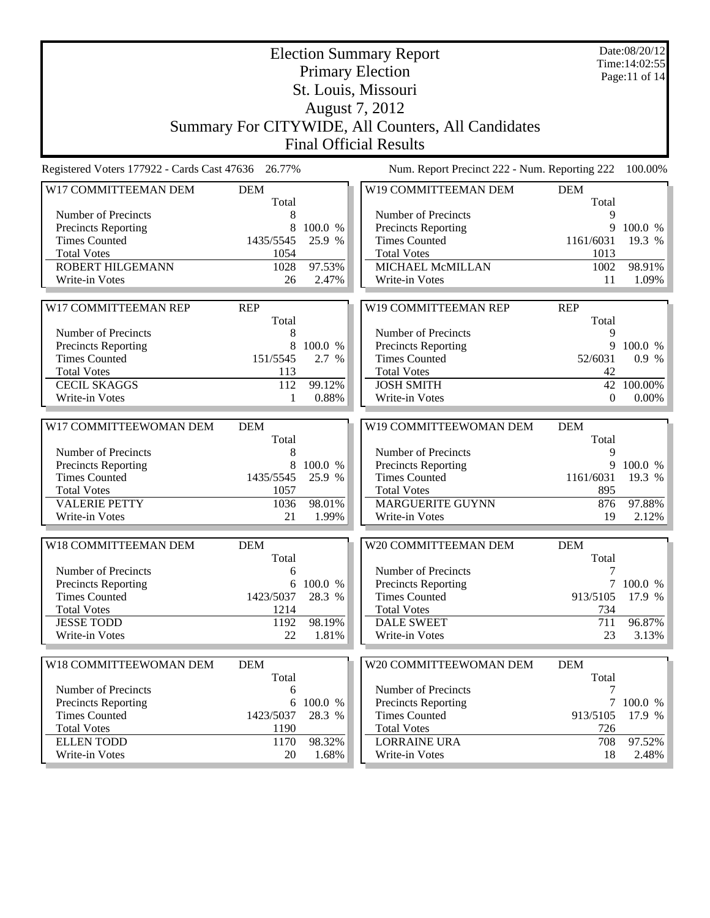# Election Summary Report

## Primary Election
## St. Louis, Missouri
## August 7, 2012
## Summary For CITYWIDE, All Counters, All Candidates
## Final Official Results

Date:08/20/12
Time:14:02:55

Registered Voters 177922 - Cards Cast 47636 26.77%

Num. Report Precinct 222 - Num. Reporting 222 100.00%

| W17 COMMITTEEMAN DEM | DEM Total | |
|---|---|---|
| Number of Precincts | 8 | |
| Precincts Reporting | 8 | 100.0 % |
| Times Counted | 1435/5545 | 25.9 % |
| Total Votes | 1054 | |
| ROBERT HILGEMANN | 1028 | 97.53% |
| Write-in Votes | 26 | 2.47% |

| W17 COMMITTEEMAN REP | REP Total | |
|---|---|---|
| Number of Precincts | 8 | |
| Precincts Reporting | 8 | 100.0 % |
| Times Counted | 151/5545 | 2.7 % |
| Total Votes | 113 | |
| CECIL SKAGGS | 112 | 99.12% |
| Write-in Votes | 1 | 0.88% |

| W17 COMMITTEEWOMAN DEM | DEM Total | |
|---|---|---|
| Number of Precincts | 8 | |
| Precincts Reporting | 8 | 100.0 % |
| Times Counted | 1435/5545 | 25.9 % |
| Total Votes | 1057 | |
| VALERIE PETTY | 1036 | 98.01% |
| Write-in Votes | 21 | 1.99% |

| W18 COMMITTEEMAN DEM | DEM Total | |
|---|---|---|
| Number of Precincts | 6 | |
| Precincts Reporting | 6 | 100.0 % |
| Times Counted | 1423/5037 | 28.3 % |
| Total Votes | 1214 | |
| JESSE TODD | 1192 | 98.19% |
| Write-in Votes | 22 | 1.81% |

| W18 COMMITTEEWOMAN DEM | DEM Total | |
|---|---|---|
| Number of Precincts | 6 | |
| Precincts Reporting | 6 | 100.0 % |
| Times Counted | 1423/5037 | 28.3 % |
| Total Votes | 1190 | |
| ELLEN TODD | 1170 | 98.32% |
| Write-in Votes | 20 | 1.68% |

| W19 COMMITTEEMAN DEM | DEM Total | |
|---|---|---|
| Number of Precincts | 9 | |
| Precincts Reporting | 9 | 100.0 % |
| Times Counted | 1161/6031 | 19.3 % |
| Total Votes | 1013 | |
| MICHAEL McMILLAN | 1002 | 98.91% |
| Write-in Votes | 11 | 1.09% |

| W19 COMMITTEEMAN REP | REP Total | |
|---|---|---|
| Number of Precincts | 9 | |
| Precincts Reporting | 9 | 100.0 % |
| Times Counted | 52/6031 | 0.9 % |
| Total Votes | 42 | |
| JOSH SMITH | 42 | 100.00% |
| Write-in Votes | 0 | 0.00% |

| W19 COMMITTEEWOMAN DEM | DEM Total | |
|---|---|---|
| Number of Precincts | 9 | |
| Precincts Reporting | 9 | 100.0 % |
| Times Counted | 1161/6031 | 19.3 % |
| Total Votes | 895 | |
| MARGUERITE GUYNN | 876 | 97.88% |
| Write-in Votes | 19 | 2.12% |

| W20 COMMITTEEMAN DEM | DEM Total | |
|---|---|---|
| Number of Precincts | 7 | |
| Precincts Reporting | 7 | 100.0 % |
| Times Counted | 913/5105 | 17.9 % |
| Total Votes | 734 | |
| DALE SWEET | 711 | 96.87% |
| Write-in Votes | 23 | 3.13% |

| W20 COMMITTEEWOMAN DEM | DEM Total | |
|---|---|---|
| Number of Precincts | 7 | |
| Precincts Reporting | 7 | 100.0 % |
| Times Counted | 913/5105 | 17.9 % |
| Total Votes | 726 | |
| LORRAINE URA | 708 | 97.52% |
| Write-in Votes | 18 | 2.48% |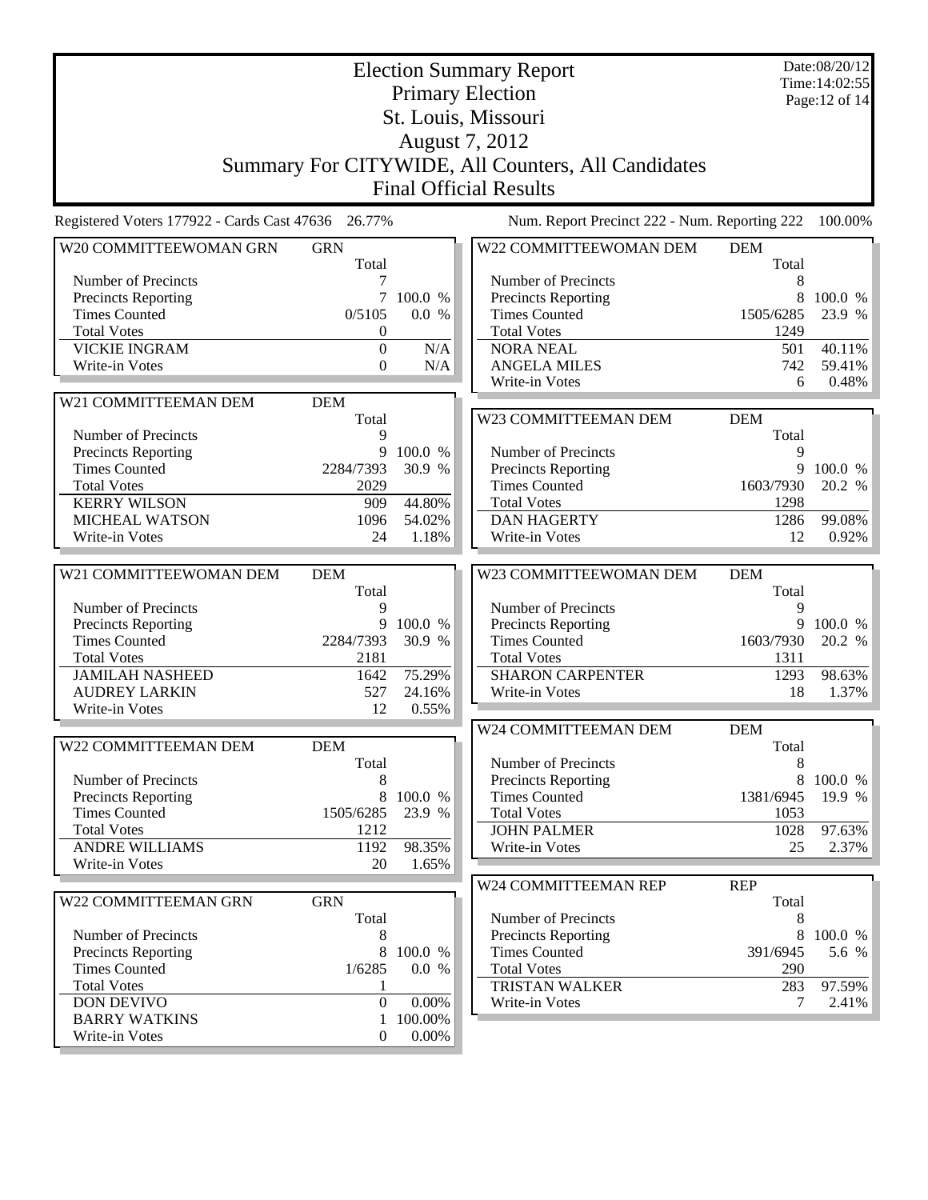# Election Summary Report

## Primary Election

## St. Louis, Missouri

## August 7, 2012

## Summary For CITYWIDE, All Counters, All Candidates

## Final Official Results

Date:08/20/12
Time:14:02:55

Registered Voters 177922 - Cards Cast 47636 26.77%

Num. Report Precinct 222 - Num. Reporting 222 100.00%

| W20 COMMITTEEWOMAN GRN | GRN | |
|---|---|---|
| | Total | |
| Number of Precincts | 7 | |
| Precincts Reporting | 7 | 100.0 % |
| Times Counted | 0/5105 | 0.0 % |
| Total Votes | 0 | |
| VICKIE INGRAM | 0 | N/A |
| Write-in Votes | 0 | N/A |

| W21 COMMITTEEMAN DEM | DEM | |
|---|---|---|
| | Total | |
| Number of Precincts | 9 | |
| Precincts Reporting | 9 | 100.0 % |
| Times Counted | 2284/7393 | 30.9 % |
| Total Votes | 2029 | |
| KERRY WILSON | 909 | 44.80% |
| MICHEAL WATSON | 1096 | 54.02% |
| Write-in Votes | 24 | 1.18% |

| W21 COMMITTEEWOMAN DEM | DEM | |
|---|---|---|
| | Total | |
| Number of Precincts | 9 | |
| Precincts Reporting | 9 | 100.0 % |
| Times Counted | 2284/7393 | 30.9 % |
| Total Votes | 2181 | |
| JAMILAH NASHEED | 1642 | 75.29% |
| AUDREY LARKIN | 527 | 24.16% |
| Write-in Votes | 12 | 0.55% |

| W22 COMMITTEEMAN DEM | DEM | |
|---|---|---|
| | Total | |
| Number of Precincts | 8 | |
| Precincts Reporting | 8 | 100.0 % |
| Times Counted | 1505/6285 | 23.9 % |
| Total Votes | 1212 | |
| ANDRE WILLIAMS | 1192 | 98.35% |
| Write-in Votes | 20 | 1.65% |

| W22 COMMITTEEMAN GRN | GRN | |
|---|---|---|
| | Total | |
| Number of Precincts | 8 | |
| Precincts Reporting | 8 | 100.0 % |
| Times Counted | 1/6285 | 0.0 % |
| Total Votes | 1 | |
| DON DEVIVO | 0 | 0.00% |
| BARRY WATKINS | 1 | 100.00% |
| Write-in Votes | 0 | 0.00% |

| W22 COMMITTEEWOMAN DEM | DEM | |
|---|---|---|
| | Total | |
| Number of Precincts | 8 | |
| Precincts Reporting | 8 | 100.0 % |
| Times Counted | 1505/6285 | 23.9 % |
| Total Votes | 1249 | |
| NORA NEAL | 501 | 40.11% |
| ANGELA MILES | 742 | 59.41% |
| Write-in Votes | 6 | 0.48% |

| W23 COMMITTEEMAN DEM | DEM | |
|---|---|---|
| | Total | |
| Number of Precincts | 9 | |
| Precincts Reporting | 9 | 100.0 % |
| Times Counted | 1603/7930 | 20.2 % |
| Total Votes | 1298 | |
| DAN HAGERTY | 1286 | 99.08% |
| Write-in Votes | 12 | 0.92% |

| W23 COMMITTEEWOMAN DEM | DEM | |
|---|---|---|
| | Total | |
| Number of Precincts | 9 | |
| Precincts Reporting | 9 | 100.0 % |
| Times Counted | 1603/7930 | 20.2 % |
| Total Votes | 1311 | |
| SHARON CARPENTER | 1293 | 98.63% |
| Write-in Votes | 18 | 1.37% |

| W24 COMMITTEEMAN DEM | DEM | |
|---|---|---|
| | Total | |
| Number of Precincts | 8 | |
| Precincts Reporting | 8 | 100.0 % |
| Times Counted | 1381/6945 | 19.9 % |
| Total Votes | 1053 | |
| JOHN PALMER | 1028 | 97.63% |
| Write-in Votes | 25 | 2.37% |

| W24 COMMITTEEMAN REP | REP | |
|---|---|---|
| | Total | |
| Number of Precincts | 8 | |
| Precincts Reporting | 8 | 100.0 % |
| Times Counted | 391/6945 | 5.6 % |
| Total Votes | 290 | |
| TRISTAN WALKER | 283 | 97.59% |
| Write-in Votes | 7 | 2.41% |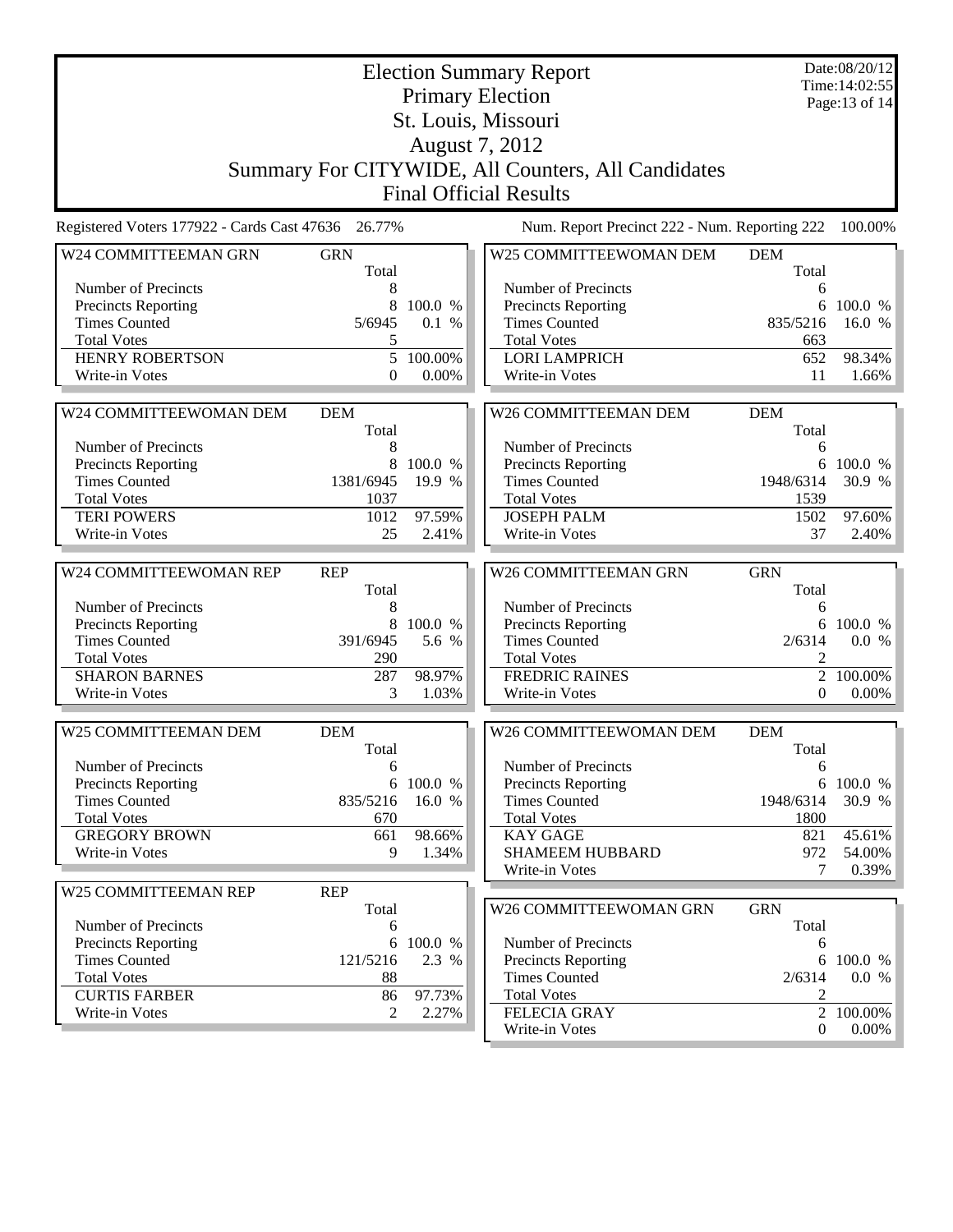# Election Summary Report

## Primary Election

## St. Louis, Missouri

## August 7, 2012

## Summary For CITYWIDE, All Counters, All Candidates

## Final Official Results

Date:08/20/12
Time:14:02:55

Registered Voters 177922 - Cards Cast 47636 26.77%

Num. Report Precinct 222 - Num. Reporting 222 100.00%

| W24 COMMITTEEMAN GRN | GRN | |
|---|---|---|
| | Total | |
| Number of Precincts | 8 | |
| Precincts Reporting | 8 | 100.0 % |
| Times Counted | 5/6945 | 0.1 % |
| Total Votes | 5 | |
| HENRY ROBERTSON | 5 | 100.00% |
| Write-in Votes | 0 | 0.00% |

| W24 COMMITTEEWOMAN DEM | DEM | |
|---|---|---|
| | Total | |
| Number of Precincts | 8 | |
| Precincts Reporting | 8 | 100.0 % |
| Times Counted | 1381/6945 | 19.9 % |
| Total Votes | 1037 | |
| TERI POWERS | 1012 | 97.59% |
| Write-in Votes | 25 | 2.41% |

| W24 COMMITTEEWOMAN REP | REP | |
|---|---|---|
| | Total | |
| Number of Precincts | 8 | |
| Precincts Reporting | 8 | 100.0 % |
| Times Counted | 391/6945 | 5.6 % |
| Total Votes | 290 | |
| SHARON BARNES | 287 | 98.97% |
| Write-in Votes | 3 | 1.03% |

| W25 COMMITTEEMAN DEM | DEM | |
|---|---|---|
| | Total | |
| Number of Precincts | 6 | |
| Precincts Reporting | 6 | 100.0 % |
| Times Counted | 835/5216 | 16.0 % |
| Total Votes | 670 | |
| GREGORY BROWN | 661 | 98.66% |
| Write-in Votes | 9 | 1.34% |

| W25 COMMITTEEMAN REP | REP | |
|---|---|---|
| | Total | |
| Number of Precincts | 6 | |
| Precincts Reporting | 6 | 100.0 % |
| Times Counted | 121/5216 | 2.3 % |
| Total Votes | 88 | |
| CURTIS FARBER | 86 | 97.73% |
| Write-in Votes | 2 | 2.27% |

| W25 COMMITTEEWOMAN DEM | DEM | |
|---|---|---|
| | Total | |
| Number of Precincts | 6 | |
| Precincts Reporting | 6 | 100.0 % |
| Times Counted | 835/5216 | 16.0 % |
| Total Votes | 663 | |
| LORI LAMPRICH | 652 | 98.34% |
| Write-in Votes | 11 | 1.66% |

| W26 COMMITTEEMAN DEM | DEM | |
|---|---|---|
| | Total | |
| Number of Precincts | 6 | |
| Precincts Reporting | 6 | 100.0 % |
| Times Counted | 1948/6314 | 30.9 % |
| Total Votes | 1539 | |
| JOSEPH PALM | 1502 | 97.60% |
| Write-in Votes | 37 | 2.40% |

| W26 COMMITTEEMAN GRN | GRN | |
|---|---|---|
| | Total | |
| Number of Precincts | 6 | |
| Precincts Reporting | 6 | 100.0 % |
| Times Counted | 2/6314 | 0.0 % |
| Total Votes | 2 | |
| FREDRIC RAINES | 2 | 100.00% |
| Write-in Votes | 0 | 0.00% |

| W26 COMMITTEEWOMAN DEM | DEM | |
|---|---|---|
| | Total | |
| Number of Precincts | 6 | |
| Precincts Reporting | 6 | 100.0 % |
| Times Counted | 1948/6314 | 30.9 % |
| Total Votes | 1800 | |
| KAY GAGE | 821 | 45.61% |
| SHAMEEM HUBBARD | 972 | 54.00% |
| Write-in Votes | 7 | 0.39% |

| W26 COMMITTEEWOMAN GRN | GRN | |
|---|---|---|
| | Total | |
| Number of Precincts | 6 | |
| Precincts Reporting | 6 | 100.0 % |
| Times Counted | 2/6314 | 0.0 % |
| Total Votes | 2 | |
| FELECIA GRAY | 2 | 100.00% |
| Write-in Votes | 0 | 0.00% |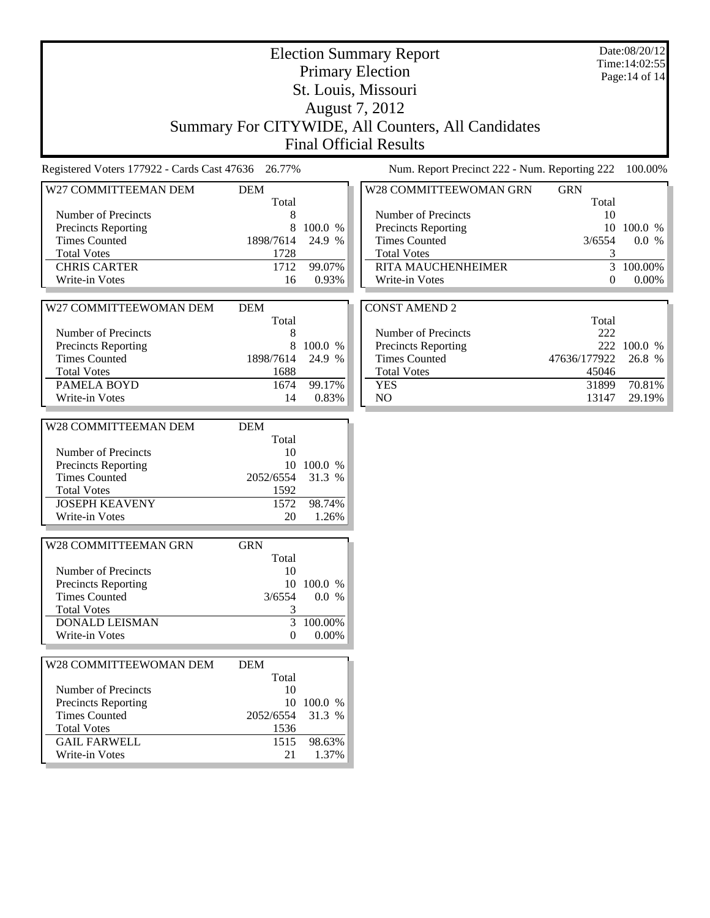# Election Summary Report

Primary Election

St. Louis, Missouri

August 7, 2012

Summary For CITYWIDE, All Counters, All Candidates

Final Official Results

Date:08/20/12
Time:14:02:55

Registered Voters 177922 - Cards Cast 47636 26.77%

Num. Report Precinct 222 - Num. Reporting 222 100.00%

| W27 COMMITTEEMAN DEM | DEM | |
|---|---|---|
| | Total | |
| Number of Precincts | 8 | |
| Precincts Reporting | 8 | 100.0 % |
| Times Counted | 1898/7614 | 24.9 % |
| Total Votes | 1728 | |
| CHRIS CARTER | 1712 | 99.07% |
| Write-in Votes | 16 | 0.93% |

| W27 COMMITTEEWOMAN DEM | DEM | |
|---|---|---|
| | Total | |
| Number of Precincts | 8 | |
| Precincts Reporting | 8 | 100.0 % |
| Times Counted | 1898/7614 | 24.9 % |
| Total Votes | 1688 | |
| PAMELA BOYD | 1674 | 99.17% |
| Write-in Votes | 14 | 0.83% |

| W28 COMMITTEEMAN DEM | DEM | |
|---|---|---|
| | Total | |
| Number of Precincts | 10 | |
| Precincts Reporting | 10 | 100.0 % |
| Times Counted | 2052/6554 | 31.3 % |
| Total Votes | 1592 | |
| JOSEPH KEAVENY | 1572 | 98.74% |
| Write-in Votes | 20 | 1.26% |

| W28 COMMITTEEMAN GRN | GRN | |
|---|---|---|
| | Total | |
| Number of Precincts | 10 | |
| Precincts Reporting | 10 | 100.0 % |
| Times Counted | 3/6554 | 0.0 % |
| Total Votes | 3 | |
| DONALD LEISMAN | 3 | 100.00% |
| Write-in Votes | 0 | 0.00% |

| W28 COMMITTEEWOMAN DEM | DEM | |
|---|---|---|
| | Total | |
| Number of Precincts | 10 | |
| Precincts Reporting | 10 | 100.0 % |
| Times Counted | 2052/6554 | 31.3 % |
| Total Votes | 1536 | |
| GAIL FARWELL | 1515 | 98.63% |
| Write-in Votes | 21 | 1.37% |

| W28 COMMITTEEWOMAN GRN | GRN | |
|---|---|---|
| | Total | |
| Number of Precincts | 10 | |
| Precincts Reporting | 10 | 100.0 % |
| Times Counted | 3/6554 | 0.0 % |
| Total Votes | 3 | |
| RITA MAUCHENHEIMER | 3 | 100.00% |
| Write-in Votes | 0 | 0.00% |

| CONST AMEND 2 | | |
|---|---|---|
| | Total | |
| Number of Precincts | 222 | |
| Precincts Reporting | 222 | 100.0 % |
| Times Counted | 47636/177922 | 26.8 % |
| Total Votes | 45046 | |
| YES | 31899 | 70.81% |
| NO | 13147 | 29.19% |